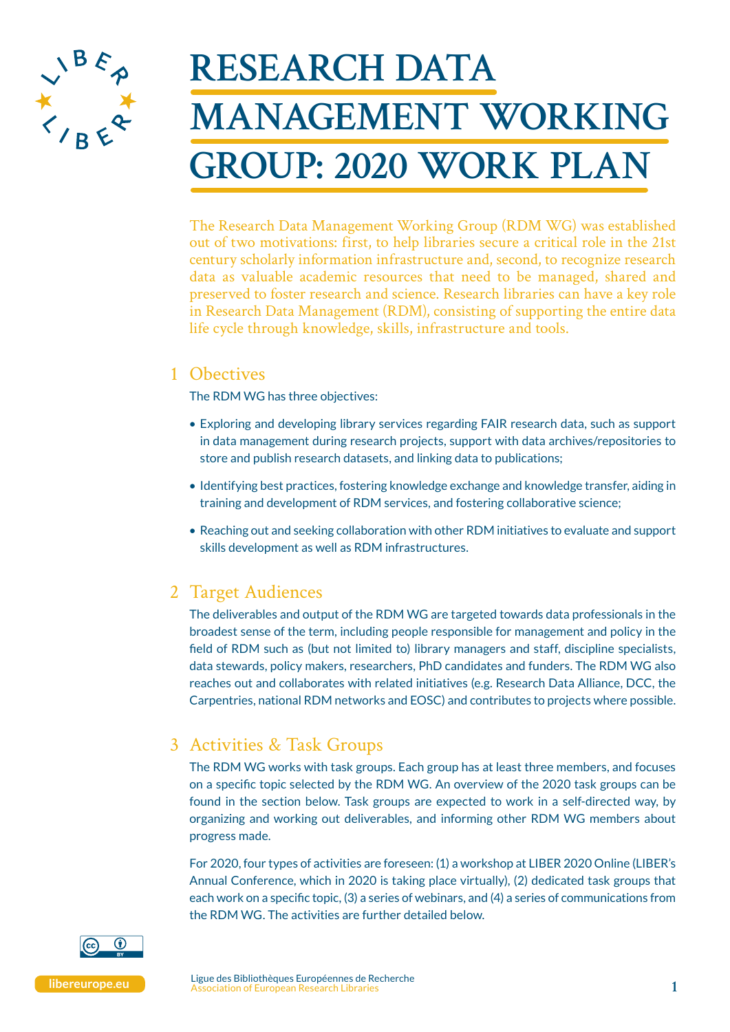# RESEARCH DATA MANAGEMENT WORKING GROUP: 2020 WORK PLAN

The Research Data Management Working Group (RDM WG) was established out of two motivations: first, to help libraries secure a critical role in the 21st century scholarly information infrastructure and, second, to recognize research data as valuable academic resources that need to be managed, shared and preserved to foster research and science. Research libraries can have a key role in Research Data Management (RDM), consisting of supporting the entire data life cycle through knowledge, skills, infrastructure and tools.

## 1 Objectives

The RDM WG has three objectives:

- Exploring and developing library services regarding FAIR research data, such as support in data management during research projects, support with data archives/repositories to store and publish research datasets, and linking data to publications;
- Identifying best practices, fostering knowledge exchange and knowledge transfer, aiding in training and development of RDM services, and fostering collaborative science;
- Reaching out and seeking collaboration with other RDM initiatives to evaluate and support skills development as well as RDM infrastructures.

## 2 Target Audiences

The deliverables and output of the RDM WG are targeted towards data professionals in the broadest sense of the term, including people responsible for management and policy in the field of RDM such as (but not limited to) library managers and staff, discipline specialists, data stewards, policy makers, researchers, PhD candidates and funders. The RDM WG also reaches out and collaborates with related initiatives (e.g. Research Data Alliance, DCC, the Carpentries, national RDM networks and EOSC) and contributes to projects where possible.

## 3 Activities & Task Groups

The RDM WG works with task groups. Each group has at least three members, and focuses on a specific topic selected by the RDM WG. An overview of the 2020 task groups can be found in the section below. Task groups are expected to work in a self-directed way, by organizing and working out deliverables, and informing other RDM WG members about progress made.

For 2020, four types of activities are foreseen: (1) a workshop at LIBER 2020 Online (LIBER's Annual Conference, which in 2020 is taking place virtually), (2) dedicated task groups that each work on a specific topic, (3) a series of webinars, and (4) a series of communications from the RDM WG. The activities are further detailed below.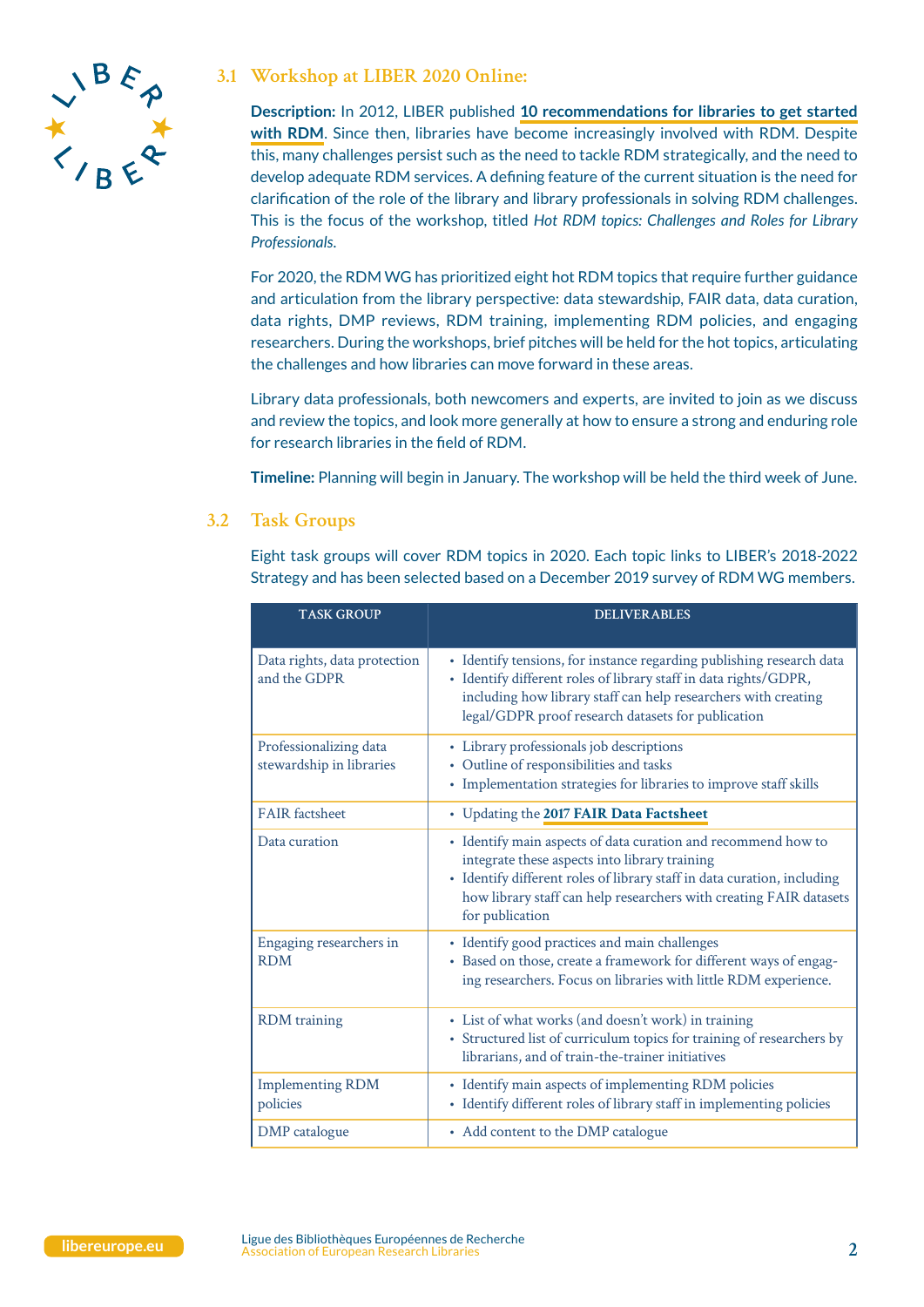### 3.1 Workshop at LIBER 2020 Online:

**Description:** In 2012, LIBER published **10 recommendations for libraries to get started with RDM**. Since then, libraries have become increasingly involved with RDM. Despite this, many challenges persist such as the need to tackle RDM strategically, and the need to develop adequate RDM services. A defining feature of the current situation is the need for clarification of the role of the library and library professionals in solving RDM challenges. This is the focus of the workshop, titled *Hot RDM topics: Challenges and Roles for Library Professionals.*

For 2020, the RDM WG has prioritized eight hot RDM topics that require further guidance and articulation from the library perspective: data stewardship, FAIR data, data curation, data rights, DMP reviews, RDM training, implementing RDM policies, and engaging researchers. During the workshops, brief pitches will be held for the hot topics, articulating the challenges and how libraries can move forward in these areas.

Library data professionals, both newcomers and experts, are invited to join as we discuss and review the topics, and look more generally at how to ensure a strong and enduring role for research libraries in the field of RDM.

**Timeline:** Planning will begin in January. The workshop will be held the third week of June.

### 3.2 Task Groups

Eight task groups will cover RDM topics in 2020. Each topic links to LIBER's 2018-2022 Strategy and has been selected based on a December 2019 survey of RDM WG members.

| TASK GROUP | DELIVERABLES |
|---|---|
| Data rights, data protection and the GDPR | • Identify tensions, for instance regarding publishing research data<br>• Identify different roles of library staff in data rights/GDPR, including how library staff can help researchers with creating legal/GDPR proof research datasets for publication |
| Professionalizing data stewardship in libraries | • Library professionals job descriptions<br>• Outline of responsibilities and tasks<br>• Implementation strategies for libraries to improve staff skills |
| FAIR factsheet | • Updating the **2017 FAIR Data Factsheet** |
| Data curation | • Identify main aspects of data curation and recommend how to integrate these aspects into library training<br>• Identify different roles of library staff in data curation, including how library staff can help researchers with creating FAIR datasets for publication |
| Engaging researchers in RDM | • Identify good practices and main challenges<br>• Based on those, create a framework for different ways of engaging researchers. Focus on libraries with little RDM experience. |
| RDM training | • List of what works (and doesn't work) in training<br>• Structured list of curriculum topics for training of researchers by librarians, and of train-the-trainer initiatives |
| Implementing RDM policies | • Identify main aspects of implementing RDM policies<br>• Identify different roles of library staff in implementing policies |
| DMP catalogue | • Add content to the DMP catalogue |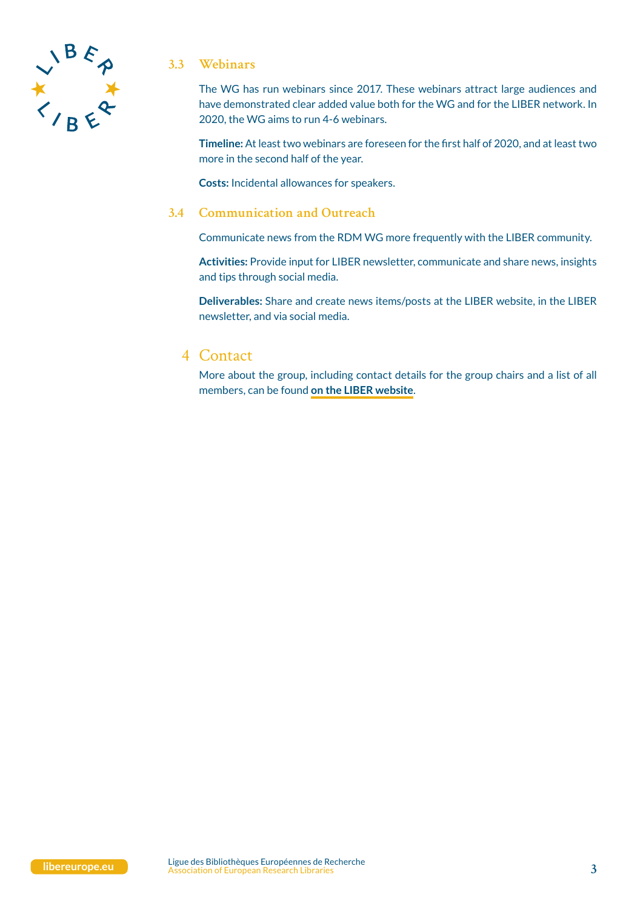### 3.3 Webinars

The WG has run webinars since 2017. These webinars attract large audiences and have demonstrated clear added value both for the WG and for the LIBER network. In 2020, the WG aims to run 4-6 webinars.

**Timeline:** At least two webinars are foreseen for the first half of 2020, and at least two more in the second half of the year.

**Costs:** Incidental allowances for speakers.

### 3.4 Communication and Outreach

Communicate news from the RDM WG more frequently with the LIBER community.

**Activities:** Provide input for LIBER newsletter, communicate and share news, insights and tips through social media.

**Deliverables:** Share and create news items/posts at the LIBER website, in the LIBER newsletter, and via social media.

## 4 Contact

More about the group, including contact details for the group chairs and a list of all members, can be found **on the LIBER website**.